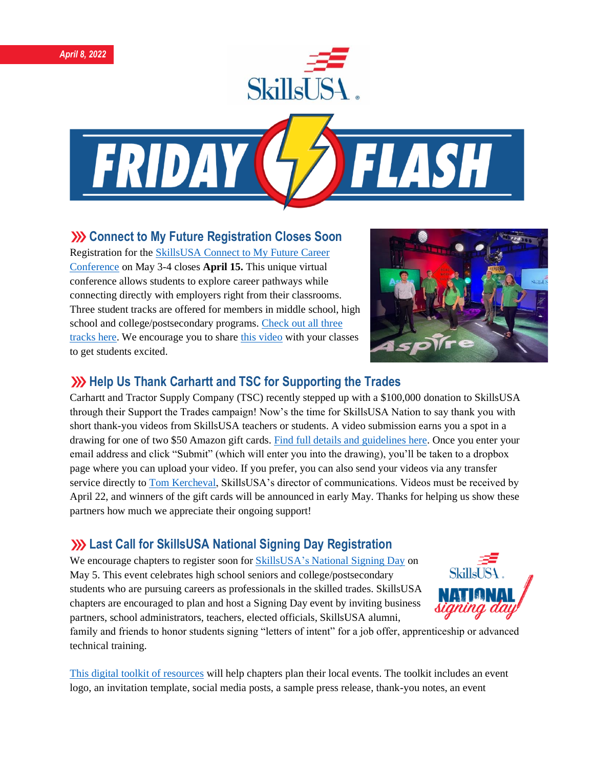*April 8, 2022*

# SkillsUSA FRIDAY FLASH

## Connect to My Future Registration Closes Soon

Registration for the SkillsUSA Connect to My Future Career Conference on May 3-4 closes **April 15.** This unique virtual conference allows students to explore career pathways while connecting directly with employers right from their classrooms. Three student tracks are offered for members in middle school, high school and college/postsecondary programs. Check out all three tracks here. We encourage you to share this video with your classes to get students excited.

## Help Us Thank Carhartt and TSC for Supporting the Trades

Carhartt and Tractor Supply Company (TSC) recently stepped up with a $100,000 donation to SkillsUSA through their Support the Trades campaign! Now's the time for SkillsUSA Nation to say thank you with short thank-you videos from SkillsUSA teachers or students. A video submission earns you a spot in a drawing for one of two $50 Amazon gift cards. Find full details and guidelines here. Once you enter your email address and click "Submit" (which will enter you into the drawing), you'll be taken to a dropbox page where you can upload your video. If you prefer, you can also send your videos via any transfer service directly to Tom Kercheval, SkillsUSA's director of communications. Videos must be received by April 22, and winners of the gift cards will be announced in early May. Thanks for helping us show these partners how much we appreciate their ongoing support!

## Last Call for SkillsUSA National Signing Day Registration

We encourage chapters to register soon for SkillsUSA's National Signing Day on May 5. This event celebrates high school seniors and college/postsecondary students who are pursuing careers as professionals in the skilled trades. SkillsUSA chapters are encouraged to plan and host a Signing Day event by inviting business partners, school administrators, teachers, elected officials, SkillsUSA alumni, family and friends to honor students signing "letters of intent" for a job offer, apprenticeship or advanced technical training.

This digital toolkit of resources will help chapters plan their local events. The toolkit includes an event logo, an invitation template, social media posts, a sample press release, thank-you notes, an event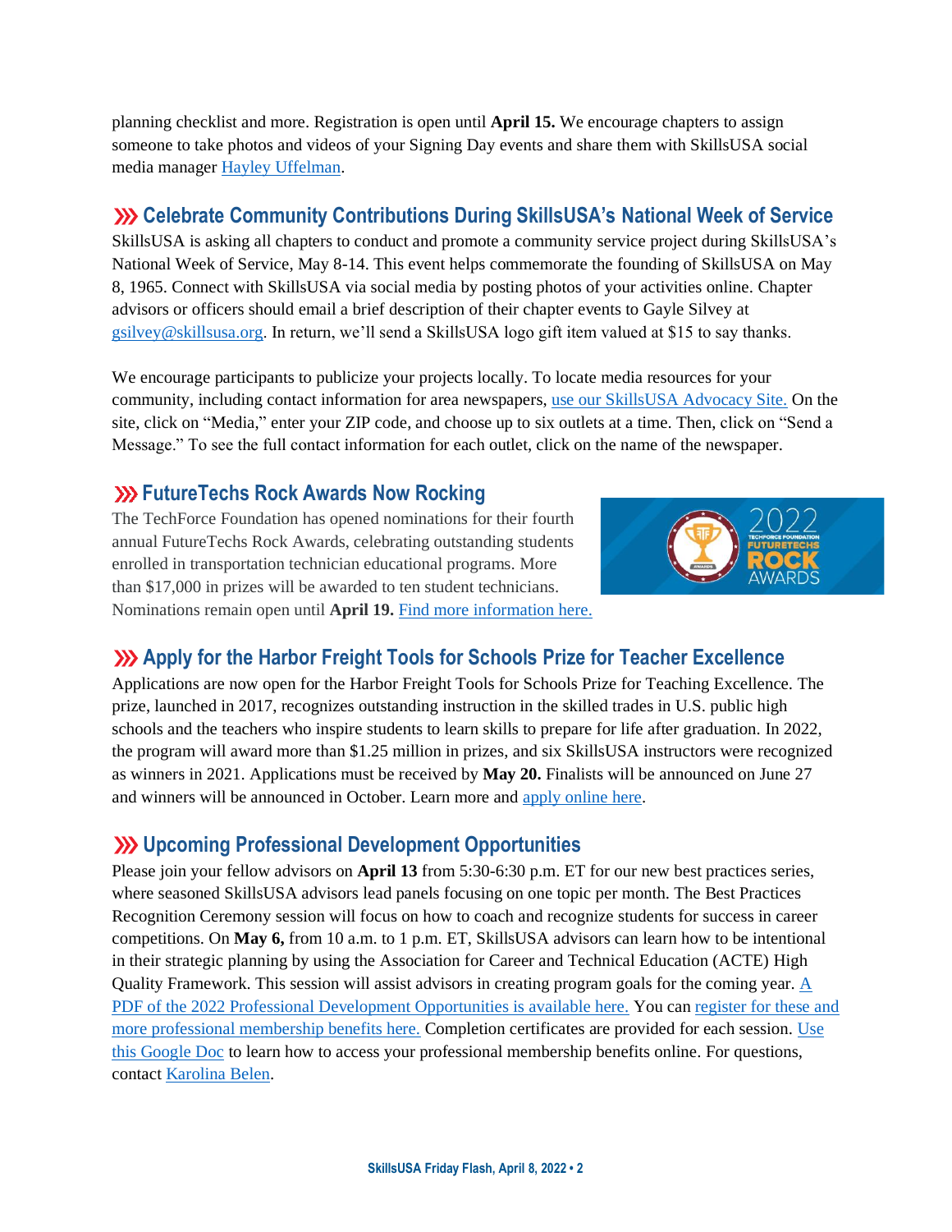planning checklist and more. Registration is open until **April 15.** We encourage chapters to assign someone to take photos and videos of your Signing Day events and share them with SkillsUSA social media manager Hayley Uffelman.

## ››› Celebrate Community Contributions During SkillsUSA's National Week of Service

SkillsUSA is asking all chapters to conduct and promote a community service project during SkillsUSA's National Week of Service, May 8-14. This event helps commemorate the founding of SkillsUSA on May 8, 1965. Connect with SkillsUSA via social media by posting photos of your activities online. Chapter advisors or officers should email a brief description of their chapter events to Gayle Silvey at gsilvey@skillsusa.org. In return, we'll send a SkillsUSA logo gift item valued at $15 to say thanks.

We encourage participants to publicize your projects locally. To locate media resources for your community, including contact information for area newspapers, use our SkillsUSA Advocacy Site. On the site, click on "Media," enter your ZIP code, and choose up to six outlets at a time. Then, click on "Send a Message." To see the full contact information for each outlet, click on the name of the newspaper.

## ››› FutureTechs Rock Awards Now Rocking

The TechForce Foundation has opened nominations for their fourth annual FutureTechs Rock Awards, celebrating outstanding students enrolled in transportation technician educational programs. More than $17,000 in prizes will be awarded to ten student technicians. Nominations remain open until **April 19.** Find more information here.

## ››› Apply for the Harbor Freight Tools for Schools Prize for Teacher Excellence

Applications are now open for the Harbor Freight Tools for Schools Prize for Teaching Excellence. The prize, launched in 2017, recognizes outstanding instruction in the skilled trades in U.S. public high schools and the teachers who inspire students to learn skills to prepare for life after graduation. In 2022, the program will award more than $1.25 million in prizes, and six SkillsUSA instructors were recognized as winners in 2021. Applications must be received by **May 20.** Finalists will be announced on June 27 and winners will be announced in October. Learn more and apply online here.

## ››› Upcoming Professional Development Opportunities

Please join your fellow advisors on **April 13** from 5:30-6:30 p.m. ET for our new best practices series, where seasoned SkillsUSA advisors lead panels focusing on one topic per month. The Best Practices Recognition Ceremony session will focus on how to coach and recognize students for success in career competitions. On **May 6,** from 10 a.m. to 1 p.m. ET, SkillsUSA advisors can learn how to be intentional in their strategic planning by using the Association for Career and Technical Education (ACTE) High Quality Framework. This session will assist advisors in creating program goals for the coming year. A PDF of the 2022 Professional Development Opportunities is available here. You can register for these and more professional membership benefits here. Completion certificates are provided for each session. Use this Google Doc to learn how to access your professional membership benefits online. For questions, contact Karolina Belen.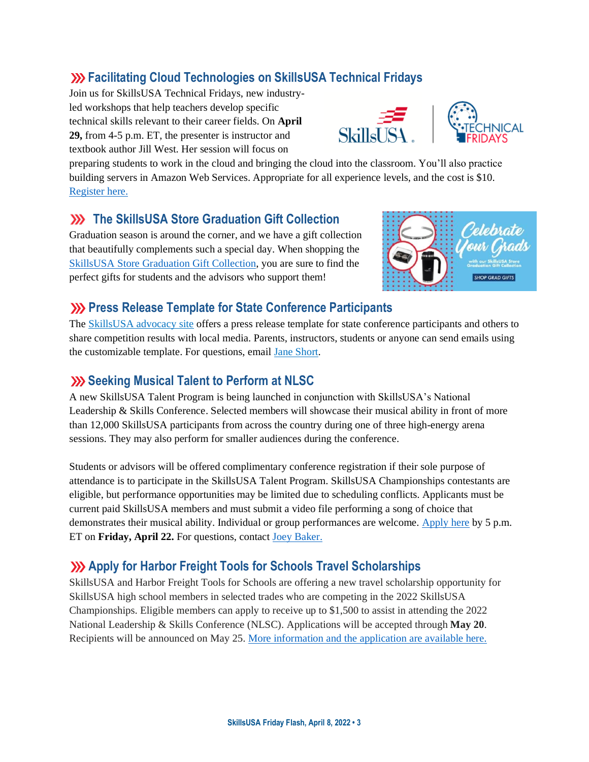## Facilitating Cloud Technologies on SkillsUSA Technical Fridays

Join us for SkillsUSA Technical Fridays, new industry-led workshops that help teachers develop specific technical skills relevant to their career fields. On **April 29,** from 4-5 p.m. ET, the presenter is instructor and textbook author Jill West. Her session will focus on preparing students to work in the cloud and bringing the cloud into the classroom. You'll also practice building servers in Amazon Web Services. Appropriate for all experience levels, and the cost is $10. Register here.

## The SkillsUSA Store Graduation Gift Collection

Graduation season is around the corner, and we have a gift collection that beautifully complements such a special day. When shopping the SkillsUSA Store Graduation Gift Collection, you are sure to find the perfect gifts for students and the advisors who support them!

## Press Release Template for State Conference Participants

The SkillsUSA advocacy site offers a press release template for state conference participants and others to share competition results with local media. Parents, instructors, students or anyone can send emails using the customizable template. For questions, email Jane Short.

## Seeking Musical Talent to Perform at NLSC

A new SkillsUSA Talent Program is being launched in conjunction with SkillsUSA's National Leadership & Skills Conference. Selected members will showcase their musical ability in front of more than 12,000 SkillsUSA participants from across the country during one of three high-energy arena sessions. They may also perform for smaller audiences during the conference.

Students or advisors will be offered complimentary conference registration if their sole purpose of attendance is to participate in the SkillsUSA Talent Program. SkillsUSA Championships contestants are eligible, but performance opportunities may be limited due to scheduling conflicts. Applicants must be current paid SkillsUSA members and must submit a video file performing a song of choice that demonstrates their musical ability. Individual or group performances are welcome. Apply here by 5 p.m. ET on **Friday, April 22.** For questions, contact Joey Baker.

## Apply for Harbor Freight Tools for Schools Travel Scholarships

SkillsUSA and Harbor Freight Tools for Schools are offering a new travel scholarship opportunity for SkillsUSA high school members in selected trades who are competing in the 2022 SkillsUSA Championships. Eligible members can apply to receive up to $1,500 to assist in attending the 2022 National Leadership & Skills Conference (NLSC). Applications will be accepted through **May 20**. Recipients will be announced on May 25. More information and the application are available here.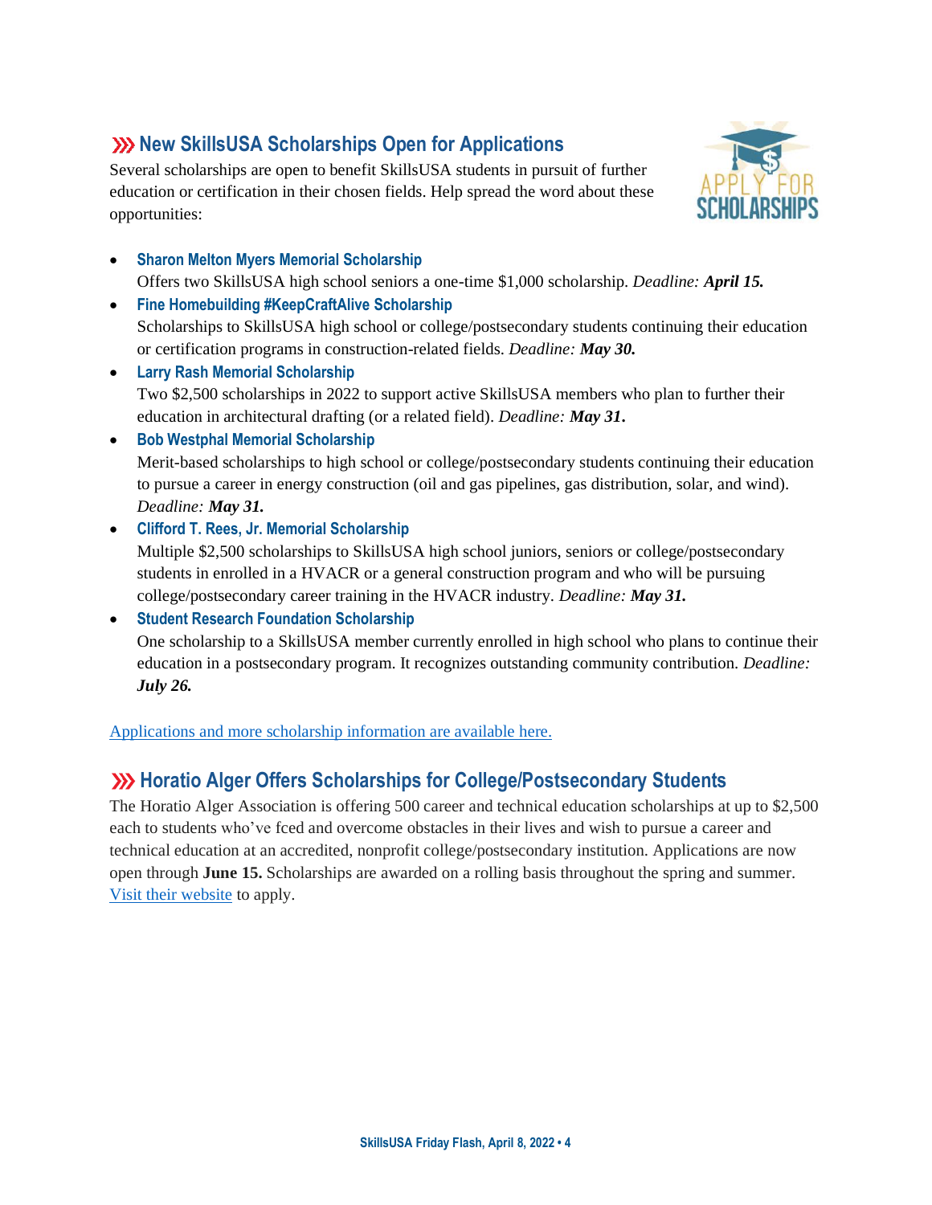## New SkillsUSA Scholarships Open for Applications

Several scholarships are open to benefit SkillsUSA students in pursuit of further education or certification in their chosen fields. Help spread the word about these opportunities:

- **Sharon Melton Myers Memorial Scholarship**
  Offers two SkillsUSA high school seniors a one-time $1,000 scholarship. *Deadline:* ***April 15.***
- **Fine Homebuilding #KeepCraftAlive Scholarship**
  Scholarships to SkillsUSA high school or college/postsecondary students continuing their education or certification programs in construction-related fields. *Deadline:* ***May 30.***
- **Larry Rash Memorial Scholarship**
  Two $2,500 scholarships in 2022 to support active SkillsUSA members who plan to further their education in architectural drafting (or a related field). *Deadline:* ***May 31.***
- **Bob Westphal Memorial Scholarship**
  Merit-based scholarships to high school or college/postsecondary students continuing their education to pursue a career in energy construction (oil and gas pipelines, gas distribution, solar, and wind). *Deadline:* ***May 31.***
- **Clifford T. Rees, Jr. Memorial Scholarship**
  Multiple $2,500 scholarships to SkillsUSA high school juniors, seniors or college/postsecondary students in enrolled in a HVACR or a general construction program and who will be pursuing college/postsecondary career training in the HVACR industry. *Deadline:* ***May 31.***
- **Student Research Foundation Scholarship**
  One scholarship to a SkillsUSA member currently enrolled in high school who plans to continue their education in a postsecondary program. It recognizes outstanding community contribution. *Deadline:* ***July 26.***

Applications and more scholarship information are available here.

## Horatio Alger Offers Scholarships for College/Postsecondary Students

The Horatio Alger Association is offering 500 career and technical education scholarships at up to $2,500 each to students who've fced and overcome obstacles in their lives and wish to pursue a career and technical education at an accredited, nonprofit college/postsecondary institution. Applications are now open through **June 15.** Scholarships are awarded on a rolling basis throughout the spring and summer. Visit their website to apply.